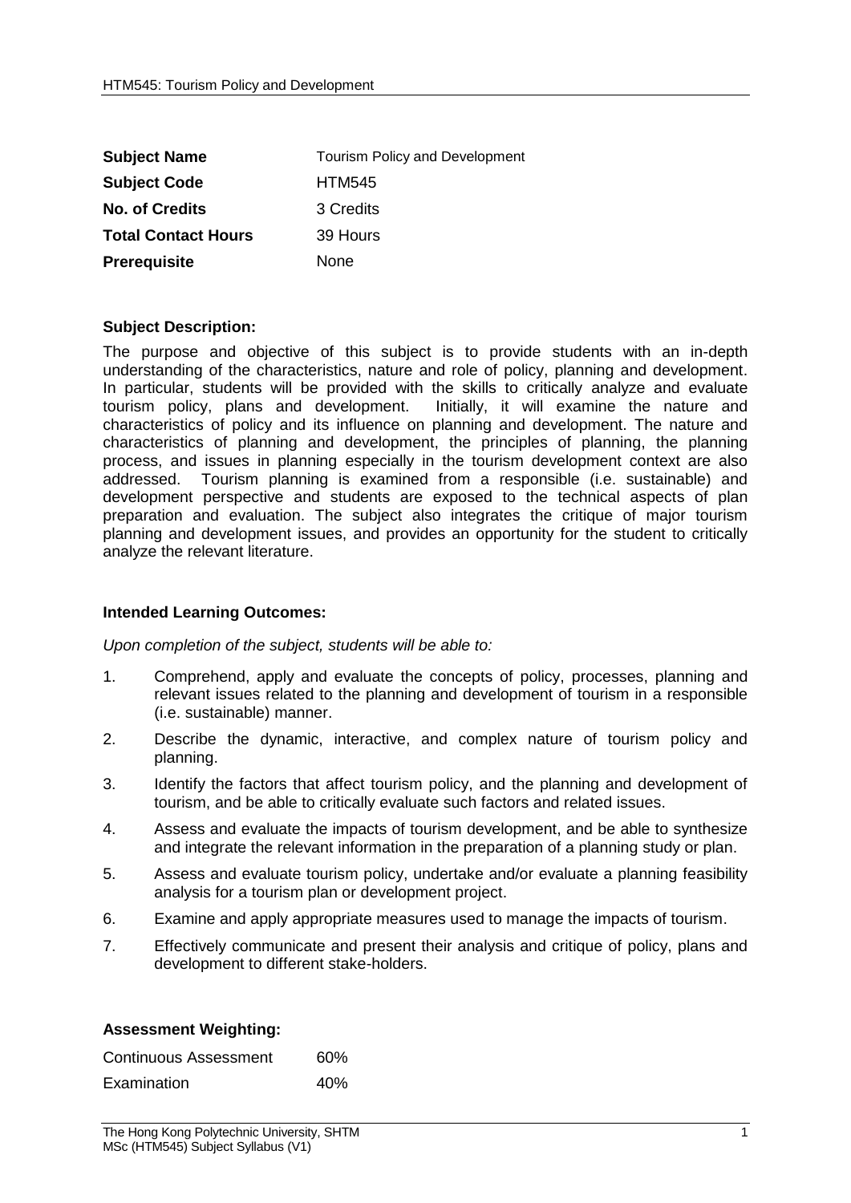| **Subject Name** | Tourism Policy and Development |
|---|---|
| **Subject Code** | HTM545 |
| **No. of Credits** | 3 Credits |
| **Total Contact Hours** | 39 Hours |
| **Prerequisite** | None |

**Subject Description:**

The purpose and objective of this subject is to provide students with an in-depth understanding of the characteristics, nature and role of policy, planning and development. In particular, students will be provided with the skills to critically analyze and evaluate tourism policy, plans and development. Initially, it will examine the nature and characteristics of policy and its influence on planning and development. The nature and characteristics of planning and development, the principles of planning, the planning process, and issues in planning especially in the tourism development context are also addressed. Tourism planning is examined from a responsible (i.e. sustainable) and development perspective and students are exposed to the technical aspects of plan preparation and evaluation. The subject also integrates the critique of major tourism planning and development issues, and provides an opportunity for the student to critically analyze the relevant literature.

**Intended Learning Outcomes:**

*Upon completion of the subject, students will be able to:*

1. Comprehend, apply and evaluate the concepts of policy, processes, planning and relevant issues related to the planning and development of tourism in a responsible (i.e. sustainable) manner.
2. Describe the dynamic, interactive, and complex nature of tourism policy and planning.
3. Identify the factors that affect tourism policy, and the planning and development of tourism, and be able to critically evaluate such factors and related issues.
4. Assess and evaluate the impacts of tourism development, and be able to synthesize and integrate the relevant information in the preparation of a planning study or plan.
5. Assess and evaluate tourism policy, undertake and/or evaluate a planning feasibility analysis for a tourism plan or development project.
6. Examine and apply appropriate measures used to manage the impacts of tourism.
7. Effectively communicate and present their analysis and critique of policy, plans and development to different stake-holders.

**Assessment Weighting:**

| Continuous Assessment | 60% |
|---|---|
| Examination | 40% |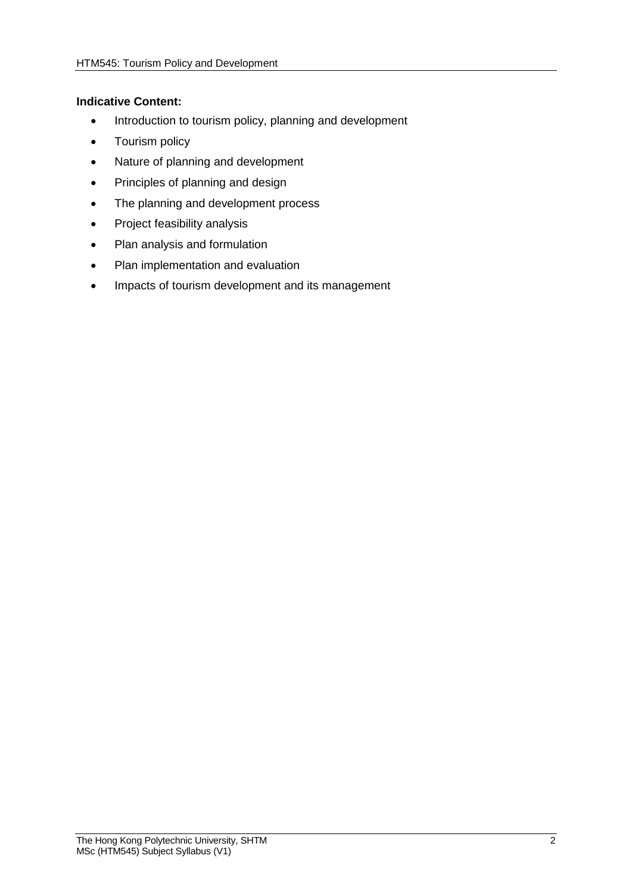**Indicative Content:**

- Introduction to tourism policy, planning and development
- Tourism policy
- Nature of planning and development
- Principles of planning and design
- The planning and development process
- Project feasibility analysis
- Plan analysis and formulation
- Plan implementation and evaluation
- Impacts of tourism development and its management